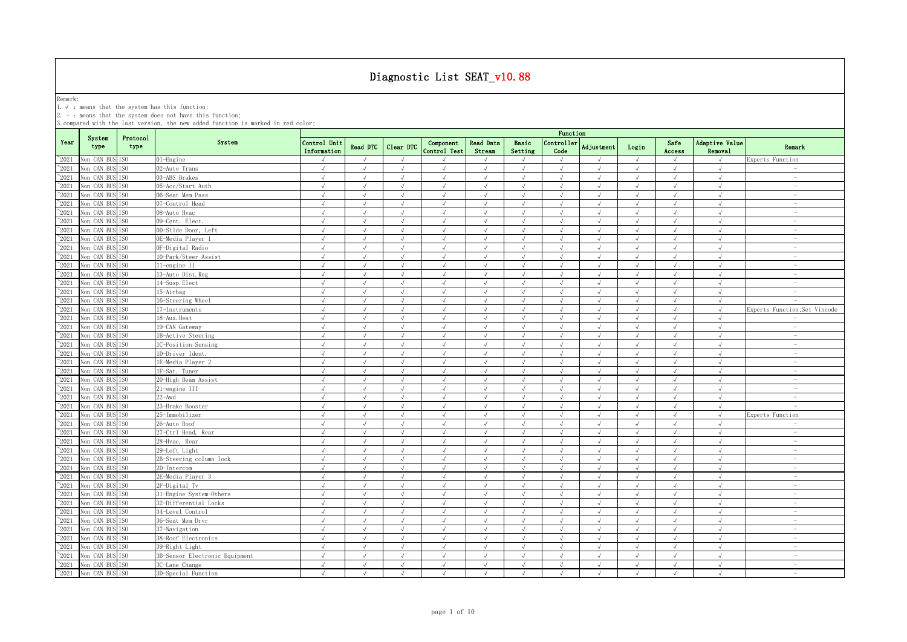# Diagnostic List SEAT_v10.88

Remark:
1. √ : means that the system has this function;
2. - : means that the system does not have this function;
3. compared with the last version, the new added function is marked in red color;

| Year | System type | Protocol type | System | Function | | | | | | | | | | | |
|---|---|---|---|---|---|---|---|---|---|---|---|---|---|---|---|
| | | | | Control Unit Information | Read DTC | Clear DTC | Component Control Test | Read Data Stream | Basic Setting | Controller Code | Adjustment | Login | Safe Access | Adaptive Value Removal | Remark |
| ~2021 | Non CAN BUS | ISO | 01-Engine | √ | √ | √ | √ | √ | √ | √ | √ | √ | √ | √ | Experts Function |
| ~2021 | Non CAN BUS | ISO | 02-Auto Trans | √ | √ | √ | √ | √ | √ | √ | √ | √ | √ | √ | - |
| ~2021 | Non CAN BUS | ISO | 03-ABS Brakes | √ | √ | √ | √ | √ | √ | √ | √ | √ | √ | √ | - |
| ~2021 | Non CAN BUS | ISO | 05-Acc/Start Auth | √ | √ | √ | √ | √ | √ | √ | √ | √ | √ | √ | - |
| ~2021 | Non CAN BUS | ISO | 06-Seat Mem Pass | √ | √ | √ | √ | √ | √ | √ | √ | √ | √ | √ | - |
| ~2021 | Non CAN BUS | ISO | 07-Control Head | √ | √ | √ | √ | √ | √ | √ | √ | √ | √ | √ | - |
| ~2021 | Non CAN BUS | ISO | 08-Auto Hvac | √ | √ | √ | √ | √ | √ | √ | √ | √ | √ | √ | - |
| ~2021 | Non CAN BUS | ISO | 09-Cent. Elect. | √ | √ | √ | √ | √ | √ | √ | √ | √ | √ | √ | - |
| ~2021 | Non CAN BUS | ISO | 0D-Silde Door, Left | √ | √ | √ | √ | √ | √ | √ | √ | √ | √ | √ | - |
| ~2021 | Non CAN BUS | ISO | 0E-Media Player 1 | √ | √ | √ | √ | √ | √ | √ | √ | √ | √ | √ | - |
| ~2021 | Non CAN BUS | ISO | 0F-Digital Radio | √ | √ | √ | √ | √ | √ | √ | √ | √ | √ | √ | - |
| ~2021 | Non CAN BUS | ISO | 10-Park/Steer Assist | √ | √ | √ | √ | √ | √ | √ | √ | √ | √ | √ | - |
| ~2021 | Non CAN BUS | ISO | 11-engine II | √ | √ | √ | √ | √ | √ | √ | √ | √ | √ | √ | - |
| ~2021 | Non CAN BUS | ISO | 13-Auto Dist.Reg | √ | √ | √ | √ | √ | √ | √ | √ | √ | √ | √ | - |
| ~2021 | Non CAN BUS | ISO | 14-Susp.Elect | √ | √ | √ | √ | √ | √ | √ | √ | √ | √ | √ | - |
| ~2021 | Non CAN BUS | ISO | 15-Airbag | √ | √ | √ | √ | √ | √ | √ | √ | √ | √ | √ | - |
| ~2021 | Non CAN BUS | ISO | 16-Steering Wheel | √ | √ | √ | √ | √ | √ | √ | √ | √ | √ | √ | - |
| ~2021 | Non CAN BUS | ISO | 17-Instruments | √ | √ | √ | √ | √ | √ | √ | √ | √ | √ | √ | Experts Function;Set Vincode |
| ~2021 | Non CAN BUS | ISO | 18-Aux.Heat | √ | √ | √ | √ | √ | √ | √ | √ | √ | √ | √ | - |
| ~2021 | Non CAN BUS | ISO | 19-CAN Gateway | √ | √ | √ | √ | √ | √ | √ | √ | √ | √ | √ | - |
| ~2021 | Non CAN BUS | ISO | 1B-Active Steering | √ | √ | √ | √ | √ | √ | √ | √ | √ | √ | √ | - |
| ~2021 | Non CAN BUS | ISO | 1C-Position Sensing | √ | √ | √ | √ | √ | √ | √ | √ | √ | √ | √ | - |
| ~2021 | Non CAN BUS | ISO | 1D-Driver Ident. | √ | √ | √ | √ | √ | √ | √ | √ | √ | √ | √ | - |
| ~2021 | Non CAN BUS | ISO | 1E-Media Player 2 | √ | √ | √ | √ | √ | √ | √ | √ | √ | √ | √ | - |
| ~2021 | Non CAN BUS | ISO | 1F-Sat. Tuner | √ | √ | √ | √ | √ | √ | √ | √ | √ | √ | √ | - |
| ~2021 | Non CAN BUS | ISO | 20-High Beam Assist | √ | √ | √ | √ | √ | √ | √ | √ | √ | √ | √ | - |
| ~2021 | Non CAN BUS | ISO | 21-engine III | √ | √ | √ | √ | √ | √ | √ | √ | √ | √ | √ | - |
| ~2021 | Non CAN BUS | ISO | 22-Awd | √ | √ | √ | √ | √ | √ | √ | √ | √ | √ | √ | - |
| ~2021 | Non CAN BUS | ISO | 23-Brake Booster | √ | √ | √ | √ | √ | √ | √ | √ | √ | √ | √ | - |
| ~2021 | Non CAN BUS | ISO | 25-Immobilizer | √ | √ | √ | √ | √ | √ | √ | √ | √ | √ | √ | Experts Function |
| ~2021 | Non CAN BUS | ISO | 26-Auto Roof | √ | √ | √ | √ | √ | √ | √ | √ | √ | √ | √ | - |
| ~2021 | Non CAN BUS | ISO | 27-Ctrl Head, Rear | √ | √ | √ | √ | √ | √ | √ | √ | √ | √ | √ | - |
| ~2021 | Non CAN BUS | ISO | 28-Hvac, Rear | √ | √ | √ | √ | √ | √ | √ | √ | √ | √ | √ | - |
| ~2021 | Non CAN BUS | ISO | 29-Left Light | √ | √ | √ | √ | √ | √ | √ | √ | √ | √ | √ | - |
| ~2021 | Non CAN BUS | ISO | 2B-Steering column lock | √ | √ | √ | √ | √ | √ | √ | √ | √ | √ | √ | - |
| ~2021 | Non CAN BUS | ISO | 2D-Intercom | √ | √ | √ | √ | √ | √ | √ | √ | √ | √ | √ | - |
| ~2021 | Non CAN BUS | ISO | 2E-Media Player 3 | √ | √ | √ | √ | √ | √ | √ | √ | √ | √ | √ | - |
| ~2021 | Non CAN BUS | ISO | 2F-Digital Tv | √ | √ | √ | √ | √ | √ | √ | √ | √ | √ | √ | - |
| ~2021 | Non CAN BUS | ISO | 31-Engine System-Others | √ | √ | √ | √ | √ | √ | √ | √ | √ | √ | √ | - |
| ~2021 | Non CAN BUS | ISO | 32-Differential Locks | √ | √ | √ | √ | √ | √ | √ | √ | √ | √ | √ | - |
| ~2021 | Non CAN BUS | ISO | 34-Level Control | √ | √ | √ | √ | √ | √ | √ | √ | √ | √ | √ | - |
| ~2021 | Non CAN BUS | ISO | 36-Seat Mem Drvr | √ | √ | √ | √ | √ | √ | √ | √ | √ | √ | √ | - |
| ~2021 | Non CAN BUS | ISO | 37-Navigation | √ | √ | √ | √ | √ | √ | √ | √ | √ | √ | √ | - |
| ~2021 | Non CAN BUS | ISO | 38-Roof Electronics | √ | √ | √ | √ | √ | √ | √ | √ | √ | √ | √ | - |
| ~2021 | Non CAN BUS | ISO | 39-Right Light | √ | √ | √ | √ | √ | √ | √ | √ | √ | √ | √ | - |
| ~2021 | Non CAN BUS | ISO | 3B-Sensor Electronic Equipment | √ | √ | √ | √ | √ | √ | √ | √ | √ | √ | √ | - |
| ~2021 | Non CAN BUS | ISO | 3C-Lane Change | √ | √ | √ | √ | √ | √ | √ | √ | √ | √ | √ | - |
| ~2021 | Non CAN BUS | ISO | 3D-Special Function | √ | √ | √ | √ | √ | √ | √ | √ | √ | √ | √ | - |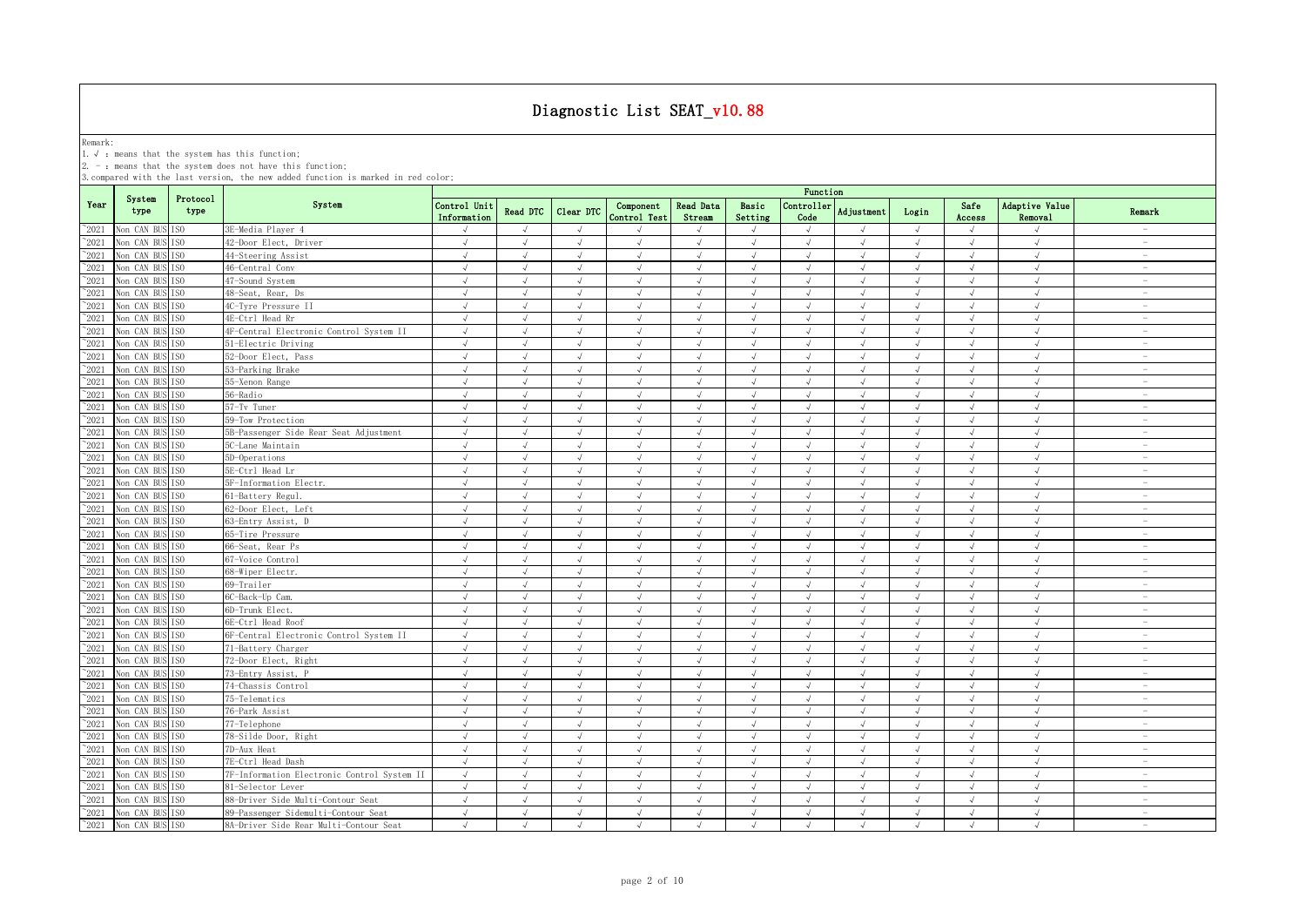# Diagnostic List SEAT_v10.88

Remark:
1. √ : means that the system has this function;
2. - : means that the system does not have this function;
3. compared with the last version, the new added function is marked in red color;

| Year | System type | Protocol type | System | Function | | | | | | | | | | | |
|---|---|---|---|---|---|---|---|---|---|---|---|---|---|---|---|
| | | | | Control Unit Information | Read DTC | Clear DTC | Component Control Test | Read Data Stream | Basic Setting | Controller Code | Adjustment | Login | Safe Access | Adaptive Value Removal | Remark |
| ~2021 | Non CAN BUS | ISO | 3E-Media Player 4 | √ | √ | √ | √ | √ | √ | √ | √ | √ | √ | √ | - |
| ~2021 | Non CAN BUS | ISO | 42-Door Elect, Driver | √ | √ | √ | √ | √ | √ | √ | √ | √ | √ | √ | - |
| ~2021 | Non CAN BUS | ISO | 44-Steering Assist | √ | √ | √ | √ | √ | √ | √ | √ | √ | √ | √ | - |
| ~2021 | Non CAN BUS | ISO | 46-Central Conv | √ | √ | √ | √ | √ | √ | √ | √ | √ | √ | √ | - |
| ~2021 | Non CAN BUS | ISO | 47-Sound System | √ | √ | √ | √ | √ | √ | √ | √ | √ | √ | √ | - |
| ~2021 | Non CAN BUS | ISO | 48-Seat, Rear, Ds | √ | √ | √ | √ | √ | √ | √ | √ | √ | √ | √ | - |
| ~2021 | Non CAN BUS | ISO | 4C-Tyre Pressure II | √ | √ | √ | √ | √ | √ | √ | √ | √ | √ | √ | - |
| ~2021 | Non CAN BUS | ISO | 4E-Ctrl Head Rr | √ | √ | √ | √ | √ | √ | √ | √ | √ | √ | √ | - |
| ~2021 | Non CAN BUS | ISO | 4F-Central Electronic Control System II | √ | √ | √ | √ | √ | √ | √ | √ | √ | √ | √ | - |
| ~2021 | Non CAN BUS | ISO | 51-Electric Driving | √ | √ | √ | √ | √ | √ | √ | √ | √ | √ | √ | - |
| ~2021 | Non CAN BUS | ISO | 52-Door Elect, Pass | √ | √ | √ | √ | √ | √ | √ | √ | √ | √ | √ | - |
| ~2021 | Non CAN BUS | ISO | 53-Parking Brake | √ | √ | √ | √ | √ | √ | √ | √ | √ | √ | √ | - |
| ~2021 | Non CAN BUS | ISO | 55-Xenon Range | √ | √ | √ | √ | √ | √ | √ | √ | √ | √ | √ | - |
| ~2021 | Non CAN BUS | ISO | 56-Radio | √ | √ | √ | √ | √ | √ | √ | √ | √ | √ | √ | - |
| ~2021 | Non CAN BUS | ISO | 57-Tv Tuner | √ | √ | √ | √ | √ | √ | √ | √ | √ | √ | √ | - |
| ~2021 | Non CAN BUS | ISO | 59-Tow Protection | √ | √ | √ | √ | √ | √ | √ | √ | √ | √ | √ | - |
| ~2021 | Non CAN BUS | ISO | 5B-Passenger Side Rear Seat Adjustment | √ | √ | √ | √ | √ | √ | √ | √ | √ | √ | √ | - |
| ~2021 | Non CAN BUS | ISO | 5C-Lane Maintain | √ | √ | √ | √ | √ | √ | √ | √ | √ | √ | √ | - |
| ~2021 | Non CAN BUS | ISO | 5D-Operations | √ | √ | √ | √ | √ | √ | √ | √ | √ | √ | √ | - |
| ~2021 | Non CAN BUS | ISO | 5E-Ctrl Head Lr | √ | √ | √ | √ | √ | √ | √ | √ | √ | √ | √ | - |
| ~2021 | Non CAN BUS | ISO | 5F-Information Electr. | √ | √ | √ | √ | √ | √ | √ | √ | √ | √ | √ | - |
| ~2021 | Non CAN BUS | ISO | 61-Battery Regul. | √ | √ | √ | √ | √ | √ | √ | √ | √ | √ | √ | - |
| ~2021 | Non CAN BUS | ISO | 62-Door Elect, Left | √ | √ | √ | √ | √ | √ | √ | √ | √ | √ | √ | - |
| ~2021 | Non CAN BUS | ISO | 63-Entry Assist, D | √ | √ | √ | √ | √ | √ | √ | √ | √ | √ | √ | - |
| ~2021 | Non CAN BUS | ISO | 65-Tire Pressure | √ | √ | √ | √ | √ | √ | √ | √ | √ | √ | √ | - |
| ~2021 | Non CAN BUS | ISO | 66-Seat, Rear Ps | √ | √ | √ | √ | √ | √ | √ | √ | √ | √ | √ | - |
| ~2021 | Non CAN BUS | ISO | 67-Voice Control | √ | √ | √ | √ | √ | √ | √ | √ | √ | √ | √ | - |
| ~2021 | Non CAN BUS | ISO | 68-Wiper Electr. | √ | √ | √ | √ | √ | √ | √ | √ | √ | √ | √ | - |
| ~2021 | Non CAN BUS | ISO | 69-Trailer | √ | √ | √ | √ | √ | √ | √ | √ | √ | √ | √ | - |
| ~2021 | Non CAN BUS | ISO | 6C-Back-Up Cam. | √ | √ | √ | √ | √ | √ | √ | √ | √ | √ | √ | - |
| ~2021 | Non CAN BUS | ISO | 6D-Trunk Elect. | √ | √ | √ | √ | √ | √ | √ | √ | √ | √ | √ | - |
| ~2021 | Non CAN BUS | ISO | 6E-Ctrl Head Roof | √ | √ | √ | √ | √ | √ | √ | √ | √ | √ | √ | - |
| ~2021 | Non CAN BUS | ISO | 6F-Central Electronic Control System II | √ | √ | √ | √ | √ | √ | √ | √ | √ | √ | √ | - |
| ~2021 | Non CAN BUS | ISO | 71-Battery Charger | √ | √ | √ | √ | √ | √ | √ | √ | √ | √ | √ | - |
| ~2021 | Non CAN BUS | ISO | 72-Door Elect, Right | √ | √ | √ | √ | √ | √ | √ | √ | √ | √ | √ | - |
| ~2021 | Non CAN BUS | ISO | 73-Entry Assist, P | √ | √ | √ | √ | √ | √ | √ | √ | √ | √ | √ | - |
| ~2021 | Non CAN BUS | ISO | 74-Chassis Control | √ | √ | √ | √ | √ | √ | √ | √ | √ | √ | √ | - |
| ~2021 | Non CAN BUS | ISO | 75-Telematics | √ | √ | √ | √ | √ | √ | √ | √ | √ | √ | √ | - |
| ~2021 | Non CAN BUS | ISO | 76-Park Assist | √ | √ | √ | √ | √ | √ | √ | √ | √ | √ | √ | - |
| ~2021 | Non CAN BUS | ISO | 77-Telephone | √ | √ | √ | √ | √ | √ | √ | √ | √ | √ | √ | - |
| ~2021 | Non CAN BUS | ISO | 78-Silde Door, Right | √ | √ | √ | √ | √ | √ | √ | √ | √ | √ | √ | - |
| ~2021 | Non CAN BUS | ISO | 7D-Aux Heat | √ | √ | √ | √ | √ | √ | √ | √ | √ | √ | √ | - |
| ~2021 | Non CAN BUS | ISO | 7E-Ctrl Head Dash | √ | √ | √ | √ | √ | √ | √ | √ | √ | √ | √ | - |
| ~2021 | Non CAN BUS | ISO | 7F-Information Electronic Control System II | √ | √ | √ | √ | √ | √ | √ | √ | √ | √ | √ | - |
| ~2021 | Non CAN BUS | ISO | 81-Selector Lever | √ | √ | √ | √ | √ | √ | √ | √ | √ | √ | √ | - |
| ~2021 | Non CAN BUS | ISO | 88-Driver Side Multi-Contour Seat | √ | √ | √ | √ | √ | √ | √ | √ | √ | √ | √ | - |
| ~2021 | Non CAN BUS | ISO | 89-Passenger Sidemulti-Contour Seat | √ | √ | √ | √ | √ | √ | √ | √ | √ | √ | √ | - |
| ~2021 | Non CAN BUS | ISO | 8A-Driver Side Rear Multi-Contour Seat | √ | √ | √ | √ | √ | √ | √ | √ | √ | √ | √ | - |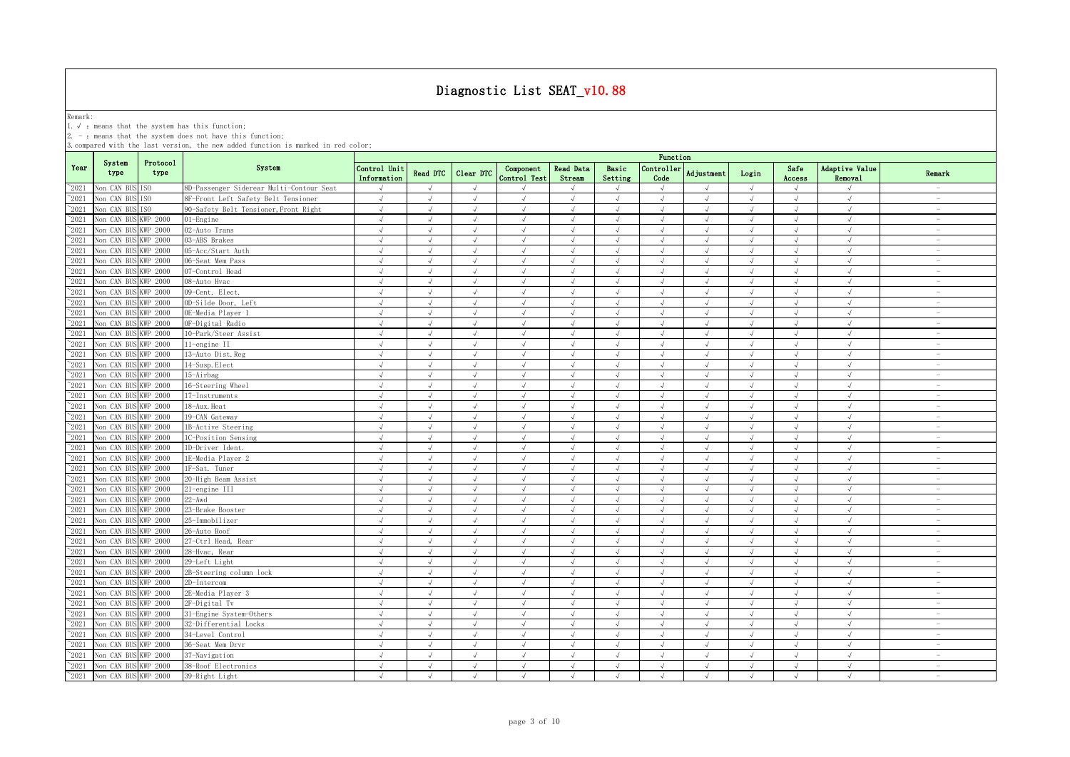# Diagnostic List SEAT_v10.88

Remark:

1. √ : means that the system has this function;
2. - : means that the system does not have this function;
3. compared with the last version, the new added function is marked in red color;

| Year | System type | Protocol type | System | Function | | | | | | | | | | | |
|---|---|---|---|---|---|---|---|---|---|---|---|---|---|---|---|
| | | | | Control Unit Information | Read DTC | Clear DTC | Component Control Test | Read Data Stream | Basic Setting | Controller Code | Adjustment | Login | Safe Access | Adaptive Value Removal | Remark |
| ~2021 | Non CAN BUS | ISO | 8D-Passenger Siderear Multi-Contour Seat | √ | √ | √ | √ | √ | √ | √ | √ | √ | √ | √ | - |
| ~2021 | Non CAN BUS | ISO | 8F-Front Left Safety Belt Tensioner | √ | √ | √ | √ | √ | √ | √ | √ | √ | √ | √ | - |
| ~2021 | Non CAN BUS | ISO | 90-Safety Belt Tensioner,Front Right | √ | √ | √ | √ | √ | √ | √ | √ | √ | √ | √ | - |
| ~2021 | Non CAN BUS | KWP 2000 | 01-Engine | √ | √ | √ | √ | √ | √ | √ | √ | √ | √ | √ | - |
| ~2021 | Non CAN BUS | KWP 2000 | 02-Auto Trans | √ | √ | √ | √ | √ | √ | √ | √ | √ | √ | √ | - |
| ~2021 | Non CAN BUS | KWP 2000 | 03-ABS Brakes | √ | √ | √ | √ | √ | √ | √ | √ | √ | √ | √ | - |
| ~2021 | Non CAN BUS | KWP 2000 | 05-Acc/Start Auth | √ | √ | √ | √ | √ | √ | √ | √ | √ | √ | √ | - |
| ~2021 | Non CAN BUS | KWP 2000 | 06-Seat Mem Pass | √ | √ | √ | √ | √ | √ | √ | √ | √ | √ | √ | - |
| ~2021 | Non CAN BUS | KWP 2000 | 07-Control Head | √ | √ | √ | √ | √ | √ | √ | √ | √ | √ | √ | - |
| ~2021 | Non CAN BUS | KWP 2000 | 08-Auto Hvac | √ | √ | √ | √ | √ | √ | √ | √ | √ | √ | √ | - |
| ~2021 | Non CAN BUS | KWP 2000 | 09-Cent. Elect. | √ | √ | √ | √ | √ | √ | √ | √ | √ | √ | √ | - |
| ~2021 | Non CAN BUS | KWP 2000 | 0D-Silde Door, Left | √ | √ | √ | √ | √ | √ | √ | √ | √ | √ | √ | - |
| ~2021 | Non CAN BUS | KWP 2000 | 0E-Media Player 1 | √ | √ | √ | √ | √ | √ | √ | √ | √ | √ | √ | - |
| ~2021 | Non CAN BUS | KWP 2000 | 0F-Digital Radio | √ | √ | √ | √ | √ | √ | √ | √ | √ | √ | √ | - |
| ~2021 | Non CAN BUS | KWP 2000 | 10-Park/Steer Assist | √ | √ | √ | √ | √ | √ | √ | √ | √ | √ | √ | - |
| ~2021 | Non CAN BUS | KWP 2000 | 11-engine II | √ | √ | √ | √ | √ | √ | √ | √ | √ | √ | √ | - |
| ~2021 | Non CAN BUS | KWP 2000 | 13-Auto Dist.Reg | √ | √ | √ | √ | √ | √ | √ | √ | √ | √ | √ | - |
| ~2021 | Non CAN BUS | KWP 2000 | 14-Susp.Elect | √ | √ | √ | √ | √ | √ | √ | √ | √ | √ | √ | - |
| ~2021 | Non CAN BUS | KWP 2000 | 15-Airbag | √ | √ | √ | √ | √ | √ | √ | √ | √ | √ | √ | - |
| ~2021 | Non CAN BUS | KWP 2000 | 16-Steering Wheel | √ | √ | √ | √ | √ | √ | √ | √ | √ | √ | √ | - |
| ~2021 | Non CAN BUS | KWP 2000 | 17-Instruments | √ | √ | √ | √ | √ | √ | √ | √ | √ | √ | √ | - |
| ~2021 | Non CAN BUS | KWP 2000 | 18-Aux.Heat | √ | √ | √ | √ | √ | √ | √ | √ | √ | √ | √ | - |
| ~2021 | Non CAN BUS | KWP 2000 | 19-CAN Gateway | √ | √ | √ | √ | √ | √ | √ | √ | √ | √ | √ | - |
| ~2021 | Non CAN BUS | KWP 2000 | 1B-Active Steering | √ | √ | √ | √ | √ | √ | √ | √ | √ | √ | √ | - |
| ~2021 | Non CAN BUS | KWP 2000 | 1C-Position Sensing | √ | √ | √ | √ | √ | √ | √ | √ | √ | √ | √ | - |
| ~2021 | Non CAN BUS | KWP 2000 | 1D-Driver Ident. | √ | √ | √ | √ | √ | √ | √ | √ | √ | √ | √ | - |
| ~2021 | Non CAN BUS | KWP 2000 | 1E-Media Player 2 | √ | √ | √ | √ | √ | √ | √ | √ | √ | √ | √ | - |
| ~2021 | Non CAN BUS | KWP 2000 | 1F-Sat. Tuner | √ | √ | √ | √ | √ | √ | √ | √ | √ | √ | √ | - |
| ~2021 | Non CAN BUS | KWP 2000 | 20-High Beam Assist | √ | √ | √ | √ | √ | √ | √ | √ | √ | √ | √ | - |
| ~2021 | Non CAN BUS | KWP 2000 | 21-engine III | √ | √ | √ | √ | √ | √ | √ | √ | √ | √ | √ | - |
| ~2021 | Non CAN BUS | KWP 2000 | 22-Awd | √ | √ | √ | √ | √ | √ | √ | √ | √ | √ | √ | - |
| ~2021 | Non CAN BUS | KWP 2000 | 23-Brake Booster | √ | √ | √ | √ | √ | √ | √ | √ | √ | √ | √ | - |
| ~2021 | Non CAN BUS | KWP 2000 | 25-Immobilizer | √ | √ | √ | √ | √ | √ | √ | √ | √ | √ | √ | - |
| ~2021 | Non CAN BUS | KWP 2000 | 26-Auto Roof | √ | √ | √ | √ | √ | √ | √ | √ | √ | √ | √ | - |
| ~2021 | Non CAN BUS | KWP 2000 | 27-Ctrl Head, Rear | √ | √ | √ | √ | √ | √ | √ | √ | √ | √ | √ | - |
| ~2021 | Non CAN BUS | KWP 2000 | 28-Hvac, Rear | √ | √ | √ | √ | √ | √ | √ | √ | √ | √ | √ | - |
| ~2021 | Non CAN BUS | KWP 2000 | 29-Left Light | √ | √ | √ | √ | √ | √ | √ | √ | √ | √ | √ | - |
| ~2021 | Non CAN BUS | KWP 2000 | 2B-Steering column lock | √ | √ | √ | √ | √ | √ | √ | √ | √ | √ | √ | - |
| ~2021 | Non CAN BUS | KWP 2000 | 2D-Intercom | √ | √ | √ | √ | √ | √ | √ | √ | √ | √ | √ | - |
| ~2021 | Non CAN BUS | KWP 2000 | 2E-Media Player 3 | √ | √ | √ | √ | √ | √ | √ | √ | √ | √ | √ | - |
| ~2021 | Non CAN BUS | KWP 2000 | 2F-Digital Tv | √ | √ | √ | √ | √ | √ | √ | √ | √ | √ | √ | - |
| ~2021 | Non CAN BUS | KWP 2000 | 31-Engine System-Others | √ | √ | √ | √ | √ | √ | √ | √ | √ | √ | √ | - |
| ~2021 | Non CAN BUS | KWP 2000 | 32-Differential Locks | √ | √ | √ | √ | √ | √ | √ | √ | √ | √ | √ | - |
| ~2021 | Non CAN BUS | KWP 2000 | 34-Level Control | √ | √ | √ | √ | √ | √ | √ | √ | √ | √ | √ | - |
| ~2021 | Non CAN BUS | KWP 2000 | 36-Seat Mem Drvr | √ | √ | √ | √ | √ | √ | √ | √ | √ | √ | √ | - |
| ~2021 | Non CAN BUS | KWP 2000 | 37-Navigation | √ | √ | √ | √ | √ | √ | √ | √ | √ | √ | √ | - |
| ~2021 | Non CAN BUS | KWP 2000 | 38-Roof Electronics | √ | √ | √ | √ | √ | √ | √ | √ | √ | √ | √ | - |
| ~2021 | Non CAN BUS | KWP 2000 | 39-Right Light | √ | √ | √ | √ | √ | √ | √ | √ | √ | √ | √ | - |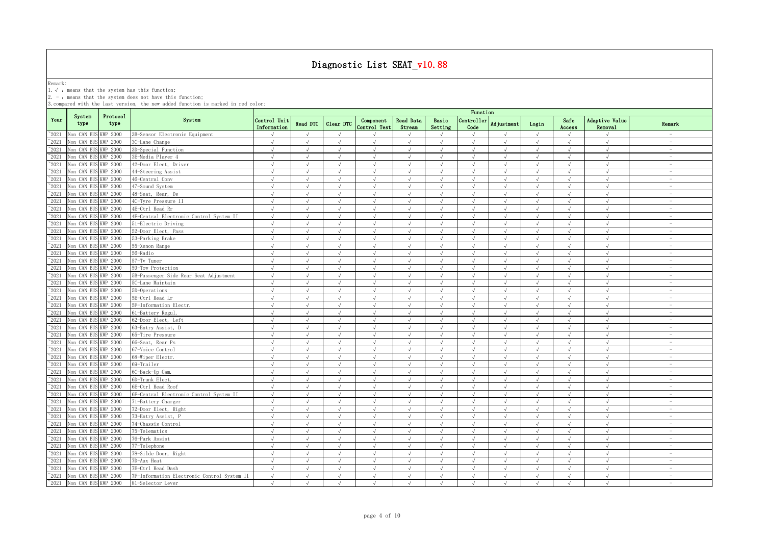# Diagnostic List SEAT_v10.88

Remark:
1. √ : means that the system has this function;
2. - : means that the system does not have this function;
3. compared with the last version, the new added function is marked in red color;

| Year | System type | Protocol type | System | Function | | | | | | | | | | | |
|---|---|---|---|---|---|---|---|---|---|---|---|---|---|---|---|
| | | | | Control Unit Information | Read DTC | Clear DTC | Component Control Test | Read Data Stream | Basic Setting | Controller Code | Adjustment | Login | Safe Access | Adaptive Value Removal | Remark |
| ~2021 | Non CAN BUS | KWP 2000 | 3B-Sensor Electronic Equipment | √ | √ | √ | √ | √ | √ | √ | √ | √ | √ | √ | - |
| ~2021 | Non CAN BUS | KWP 2000 | 3C-Lane Change | √ | √ | √ | √ | √ | √ | √ | √ | √ | √ | √ | - |
| ~2021 | Non CAN BUS | KWP 2000 | 3D-Special Function | √ | √ | √ | √ | √ | √ | √ | √ | √ | √ | √ | - |
| ~2021 | Non CAN BUS | KWP 2000 | 3E-Media Player 4 | √ | √ | √ | √ | √ | √ | √ | √ | √ | √ | √ | - |
| ~2021 | Non CAN BUS | KWP 2000 | 42-Door Elect, Driver | √ | √ | √ | √ | √ | √ | √ | √ | √ | √ | √ | - |
| ~2021 | Non CAN BUS | KWP 2000 | 44-Steering Assist | √ | √ | √ | √ | √ | √ | √ | √ | √ | √ | √ | - |
| ~2021 | Non CAN BUS | KWP 2000 | 46-Central Conv | √ | √ | √ | √ | √ | √ | √ | √ | √ | √ | √ | - |
| ~2021 | Non CAN BUS | KWP 2000 | 47-Sound System | √ | √ | √ | √ | √ | √ | √ | √ | √ | √ | √ | - |
| ~2021 | Non CAN BUS | KWP 2000 | 48-Seat, Rear, Ds | √ | √ | √ | √ | √ | √ | √ | √ | √ | √ | √ | - |
| ~2021 | Non CAN BUS | KWP 2000 | 4C-Tyre Pressure II | √ | √ | √ | √ | √ | √ | √ | √ | √ | √ | √ | - |
| ~2021 | Non CAN BUS | KWP 2000 | 4E-Ctrl Head Rr | √ | √ | √ | √ | √ | √ | √ | √ | √ | √ | √ | - |
| ~2021 | Non CAN BUS | KWP 2000 | 4F-Central Electronic Control System II | √ | √ | √ | √ | √ | √ | √ | √ | √ | √ | √ | - |
| ~2021 | Non CAN BUS | KWP 2000 | 51-Electric Driving | √ | √ | √ | √ | √ | √ | √ | √ | √ | √ | √ | - |
| ~2021 | Non CAN BUS | KWP 2000 | 52-Door Elect, Pass | √ | √ | √ | √ | √ | √ | √ | √ | √ | √ | √ | - |
| ~2021 | Non CAN BUS | KWP 2000 | 53-Parking Brake | √ | √ | √ | √ | √ | √ | √ | √ | √ | √ | √ | - |
| ~2021 | Non CAN BUS | KWP 2000 | 55-Xenon Range | √ | √ | √ | √ | √ | √ | √ | √ | √ | √ | √ | - |
| ~2021 | Non CAN BUS | KWP 2000 | 56-Radio | √ | √ | √ | √ | √ | √ | √ | √ | √ | √ | √ | - |
| ~2021 | Non CAN BUS | KWP 2000 | 57-Tv Tuner | √ | √ | √ | √ | √ | √ | √ | √ | √ | √ | √ | - |
| ~2021 | Non CAN BUS | KWP 2000 | 59-Tow Protection | √ | √ | √ | √ | √ | √ | √ | √ | √ | √ | √ | - |
| ~2021 | Non CAN BUS | KWP 2000 | 5B-Passenger Side Rear Seat Adjustment | √ | √ | √ | √ | √ | √ | √ | √ | √ | √ | √ | - |
| ~2021 | Non CAN BUS | KWP 2000 | 5C-Lane Maintain | √ | √ | √ | √ | √ | √ | √ | √ | √ | √ | √ | - |
| ~2021 | Non CAN BUS | KWP 2000 | 5D-Operations | √ | √ | √ | √ | √ | √ | √ | √ | √ | √ | √ | - |
| ~2021 | Non CAN BUS | KWP 2000 | 5E-Ctrl Head Lr | √ | √ | √ | √ | √ | √ | √ | √ | √ | √ | √ | - |
| ~2021 | Non CAN BUS | KWP 2000 | 5F-Information Electr. | √ | √ | √ | √ | √ | √ | √ | √ | √ | √ | √ | - |
| ~2021 | Non CAN BUS | KWP 2000 | 61-Battery Regul. | √ | √ | √ | √ | √ | √ | √ | √ | √ | √ | √ | - |
| ~2021 | Non CAN BUS | KWP 2000 | 62-Door Elect, Left | √ | √ | √ | √ | √ | √ | √ | √ | √ | √ | √ | - |
| ~2021 | Non CAN BUS | KWP 2000 | 63-Entry Assist, D | √ | √ | √ | √ | √ | √ | √ | √ | √ | √ | √ | - |
| ~2021 | Non CAN BUS | KWP 2000 | 65-Tire Pressure | √ | √ | √ | √ | √ | √ | √ | √ | √ | √ | √ | - |
| ~2021 | Non CAN BUS | KWP 2000 | 66-Seat, Rear Ps | √ | √ | √ | √ | √ | √ | √ | √ | √ | √ | √ | - |
| ~2021 | Non CAN BUS | KWP 2000 | 67-Voice Control | √ | √ | √ | √ | √ | √ | √ | √ | √ | √ | √ | - |
| ~2021 | Non CAN BUS | KWP 2000 | 68-Wiper Electr. | √ | √ | √ | √ | √ | √ | √ | √ | √ | √ | √ | - |
| ~2021 | Non CAN BUS | KWP 2000 | 69-Trailer | √ | √ | √ | √ | √ | √ | √ | √ | √ | √ | √ | - |
| ~2021 | Non CAN BUS | KWP 2000 | 6C-Back-Up Cam. | √ | √ | √ | √ | √ | √ | √ | √ | √ | √ | √ | - |
| ~2021 | Non CAN BUS | KWP 2000 | 6D-Trunk Elect. | √ | √ | √ | √ | √ | √ | √ | √ | √ | √ | √ | - |
| ~2021 | Non CAN BUS | KWP 2000 | 6E-Ctrl Head Roof | √ | √ | √ | √ | √ | √ | √ | √ | √ | √ | √ | - |
| ~2021 | Non CAN BUS | KWP 2000 | 6F-Central Electronic Control System II | √ | √ | √ | √ | √ | √ | √ | √ | √ | √ | √ | - |
| ~2021 | Non CAN BUS | KWP 2000 | 71-Battery Charger | √ | √ | √ | √ | √ | √ | √ | √ | √ | √ | √ | - |
| ~2021 | Non CAN BUS | KWP 2000 | 72-Door Elect, Right | √ | √ | √ | √ | √ | √ | √ | √ | √ | √ | √ | - |
| ~2021 | Non CAN BUS | KWP 2000 | 73-Entry Assist, P | √ | √ | √ | √ | √ | √ | √ | √ | √ | √ | √ | - |
| ~2021 | Non CAN BUS | KWP 2000 | 74-Chassis Control | √ | √ | √ | √ | √ | √ | √ | √ | √ | √ | √ | - |
| ~2021 | Non CAN BUS | KWP 2000 | 75-Telematics | √ | √ | √ | √ | √ | √ | √ | √ | √ | √ | √ | - |
| ~2021 | Non CAN BUS | KWP 2000 | 76-Park Assist | √ | √ | √ | √ | √ | √ | √ | √ | √ | √ | √ | - |
| ~2021 | Non CAN BUS | KWP 2000 | 77-Telephone | √ | √ | √ | √ | √ | √ | √ | √ | √ | √ | √ | - |
| ~2021 | Non CAN BUS | KWP 2000 | 78-Silde Door, Right | √ | √ | √ | √ | √ | √ | √ | √ | √ | √ | √ | - |
| ~2021 | Non CAN BUS | KWP 2000 | 7D-Aux Heat | √ | √ | √ | √ | √ | √ | √ | √ | √ | √ | √ | - |
| ~2021 | Non CAN BUS | KWP 2000 | 7E-Ctrl Head Dash | √ | √ | √ | √ | √ | √ | √ | √ | √ | √ | √ | - |
| ~2021 | Non CAN BUS | KWP 2000 | 7F-Information Electronic Control System II | √ | √ | √ | √ | √ | √ | √ | √ | √ | √ | √ | - |
| ~2021 | Non CAN BUS | KWP 2000 | 81-Selector Lever | √ | √ | √ | √ | √ | √ | √ | √ | √ | √ | √ | - |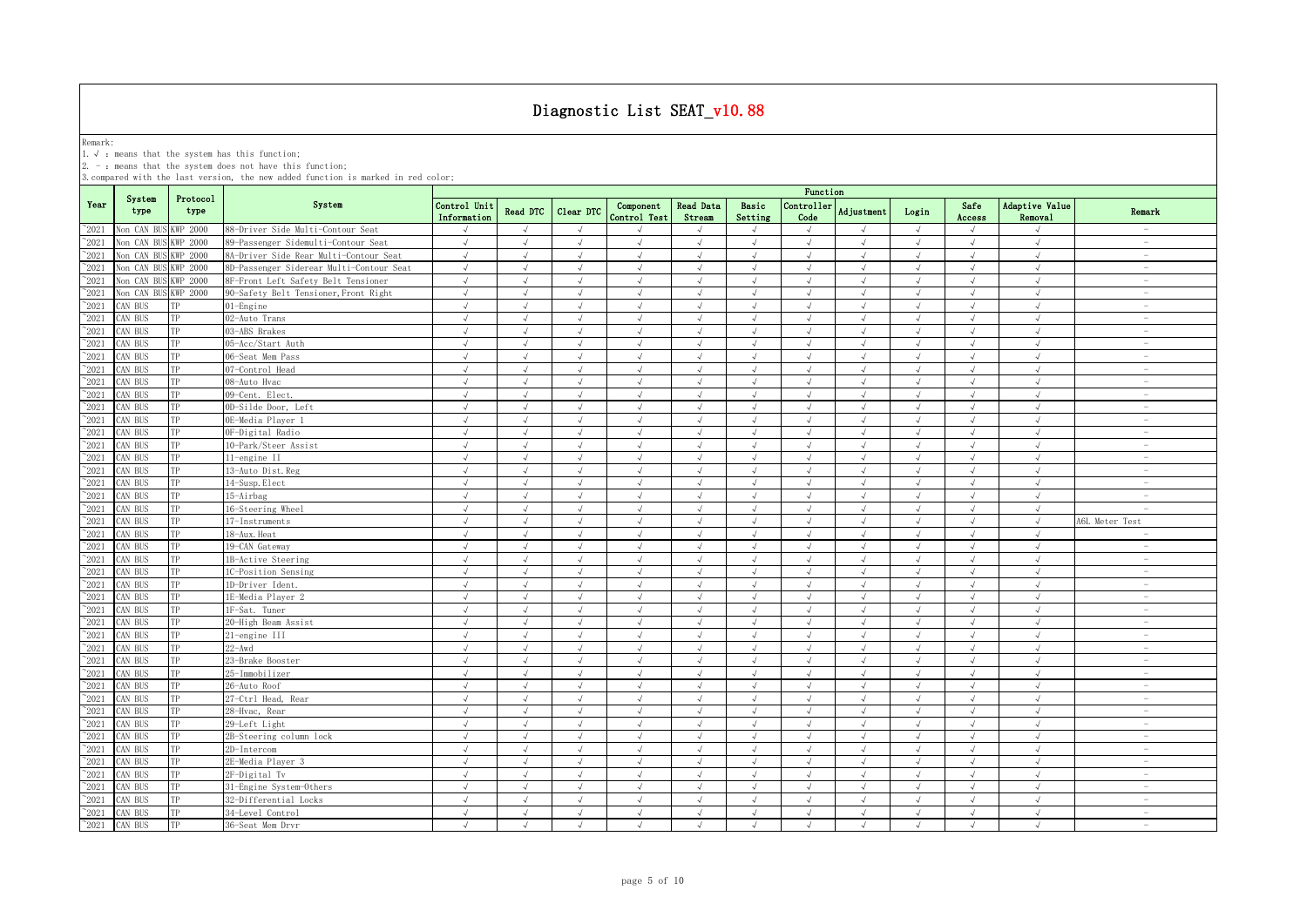# Diagnostic List SEAT_v10.88

Remark:
1. √ : means that the system has this function;
2. - : means that the system does not have this function;
3. compared with the last version, the new added function is marked in red color;

| Year | System type | Protocol type | System | Function | | | | | | | | | | | |
|---|---|---|---|---|---|---|---|---|---|---|---|---|---|---|---|
| | | | | Control Unit Information | Read DTC | Clear DTC | Component Control Test | Read Data Stream | Basic Setting | Controller Code | Adjustment | Login | Safe Access | Adaptive Value Removal | Remark |
| ~2021 | Non CAN BUS | KWP 2000 | 88-Driver Side Multi-Contour Seat | √ | √ | √ | √ | √ | √ | √ | √ | √ | √ | √ | - |
| ~2021 | Non CAN BUS | KWP 2000 | 89-Passenger Sidemulti-Contour Seat | √ | √ | √ | √ | √ | √ | √ | √ | √ | √ | √ | - |
| ~2021 | Non CAN BUS | KWP 2000 | 8A-Driver Side Rear Multi-Contour Seat | √ | √ | √ | √ | √ | √ | √ | √ | √ | √ | √ | - |
| ~2021 | Non CAN BUS | KWP 2000 | 8D-Passenger Siderear Multi-Contour Seat | √ | √ | √ | √ | √ | √ | √ | √ | √ | √ | √ | - |
| ~2021 | Non CAN BUS | KWP 2000 | 8F-Front Left Safety Belt Tensioner | √ | √ | √ | √ | √ | √ | √ | √ | √ | √ | √ | - |
| ~2021 | Non CAN BUS | KWP 2000 | 90-Safety Belt Tensioner,Front Right | √ | √ | √ | √ | √ | √ | √ | √ | √ | √ | √ | - |
| ~2021 | CAN BUS | TP | 01-Engine | √ | √ | √ | √ | √ | √ | √ | √ | √ | √ | √ | - |
| ~2021 | CAN BUS | TP | 02-Auto Trans | √ | √ | √ | √ | √ | √ | √ | √ | √ | √ | √ | - |
| ~2021 | CAN BUS | TP | 03-ABS Brakes | √ | √ | √ | √ | √ | √ | √ | √ | √ | √ | √ | - |
| ~2021 | CAN BUS | TP | 05-Acc/Start Auth | √ | √ | √ | √ | √ | √ | √ | √ | √ | √ | √ | - |
| ~2021 | CAN BUS | TP | 06-Seat Mem Pass | √ | √ | √ | √ | √ | √ | √ | √ | √ | √ | √ | - |
| ~2021 | CAN BUS | TP | 07-Control Head | √ | √ | √ | √ | √ | √ | √ | √ | √ | √ | √ | - |
| ~2021 | CAN BUS | TP | 08-Auto Hvac | √ | √ | √ | √ | √ | √ | √ | √ | √ | √ | √ | - |
| ~2021 | CAN BUS | TP | 09-Cent. Elect. | √ | √ | √ | √ | √ | √ | √ | √ | √ | √ | √ | - |
| ~2021 | CAN BUS | TP | 0D-Silde Door, Left | √ | √ | √ | √ | √ | √ | √ | √ | √ | √ | √ | - |
| ~2021 | CAN BUS | TP | 0E-Media Player 1 | √ | √ | √ | √ | √ | √ | √ | √ | √ | √ | √ | - |
| ~2021 | CAN BUS | TP | 0F-Digital Radio | √ | √ | √ | √ | √ | √ | √ | √ | √ | √ | √ | - |
| ~2021 | CAN BUS | TP | 10-Park/Steer Assist | √ | √ | √ | √ | √ | √ | √ | √ | √ | √ | √ | - |
| ~2021 | CAN BUS | TP | 11-engine II | √ | √ | √ | √ | √ | √ | √ | √ | √ | √ | √ | - |
| ~2021 | CAN BUS | TP | 13-Auto Dist.Reg | √ | √ | √ | √ | √ | √ | √ | √ | √ | √ | √ | - |
| ~2021 | CAN BUS | TP | 14-Susp.Elect | √ | √ | √ | √ | √ | √ | √ | √ | √ | √ | √ | - |
| ~2021 | CAN BUS | TP | 15-Airbag | √ | √ | √ | √ | √ | √ | √ | √ | √ | √ | √ | - |
| ~2021 | CAN BUS | TP | 16-Steering Wheel | √ | √ | √ | √ | √ | √ | √ | √ | √ | √ | √ | - |
| ~2021 | CAN BUS | TP | 17-Instruments | √ | √ | √ | √ | √ | √ | √ | √ | √ | √ | √ | A6L Meter Test |
| ~2021 | CAN BUS | TP | 18-Aux.Heat | √ | √ | √ | √ | √ | √ | √ | √ | √ | √ | √ | - |
| ~2021 | CAN BUS | TP | 19-CAN Gateway | √ | √ | √ | √ | √ | √ | √ | √ | √ | √ | √ | - |
| ~2021 | CAN BUS | TP | 1B-Active Steering | √ | √ | √ | √ | √ | √ | √ | √ | √ | √ | √ | - |
| ~2021 | CAN BUS | TP | 1C-Position Sensing | √ | √ | √ | √ | √ | √ | √ | √ | √ | √ | √ | - |
| ~2021 | CAN BUS | TP | 1D-Driver Ident. | √ | √ | √ | √ | √ | √ | √ | √ | √ | √ | √ | - |
| ~2021 | CAN BUS | TP | 1E-Media Player 2 | √ | √ | √ | √ | √ | √ | √ | √ | √ | √ | √ | - |
| ~2021 | CAN BUS | TP | 1F-Sat. Tuner | √ | √ | √ | √ | √ | √ | √ | √ | √ | √ | √ | - |
| ~2021 | CAN BUS | TP | 20-High Beam Assist | √ | √ | √ | √ | √ | √ | √ | √ | √ | √ | √ | - |
| ~2021 | CAN BUS | TP | 21-engine III | √ | √ | √ | √ | √ | √ | √ | √ | √ | √ | √ | - |
| ~2021 | CAN BUS | TP | 22-Awd | √ | √ | √ | √ | √ | √ | √ | √ | √ | √ | √ | - |
| ~2021 | CAN BUS | TP | 23-Brake Booster | √ | √ | √ | √ | √ | √ | √ | √ | √ | √ | √ | - |
| ~2021 | CAN BUS | TP | 25-Immobilizer | √ | √ | √ | √ | √ | √ | √ | √ | √ | √ | √ | - |
| ~2021 | CAN BUS | TP | 26-Auto Roof | √ | √ | √ | √ | √ | √ | √ | √ | √ | √ | √ | - |
| ~2021 | CAN BUS | TP | 27-Ctrl Head, Rear | √ | √ | √ | √ | √ | √ | √ | √ | √ | √ | √ | - |
| ~2021 | CAN BUS | TP | 28-Hvac, Rear | √ | √ | √ | √ | √ | √ | √ | √ | √ | √ | √ | - |
| ~2021 | CAN BUS | TP | 29-Left Light | √ | √ | √ | √ | √ | √ | √ | √ | √ | √ | √ | - |
| ~2021 | CAN BUS | TP | 2B-Steering column lock | √ | √ | √ | √ | √ | √ | √ | √ | √ | √ | √ | - |
| ~2021 | CAN BUS | TP | 2D-Intercom | √ | √ | √ | √ | √ | √ | √ | √ | √ | √ | √ | - |
| ~2021 | CAN BUS | TP | 2E-Media Player 3 | √ | √ | √ | √ | √ | √ | √ | √ | √ | √ | √ | - |
| ~2021 | CAN BUS | TP | 2F-Digital Tv | √ | √ | √ | √ | √ | √ | √ | √ | √ | √ | √ | - |
| ~2021 | CAN BUS | TP | 31-Engine System-Others | √ | √ | √ | √ | √ | √ | √ | √ | √ | √ | √ | - |
| ~2021 | CAN BUS | TP | 32-Differential Locks | √ | √ | √ | √ | √ | √ | √ | √ | √ | √ | √ | - |
| ~2021 | CAN BUS | TP | 34-Level Control | √ | √ | √ | √ | √ | √ | √ | √ | √ | √ | √ | - |
| ~2021 | CAN BUS | TP | 36-Seat Mem Drvr | √ | √ | √ | √ | √ | √ | √ | √ | √ | √ | √ | - |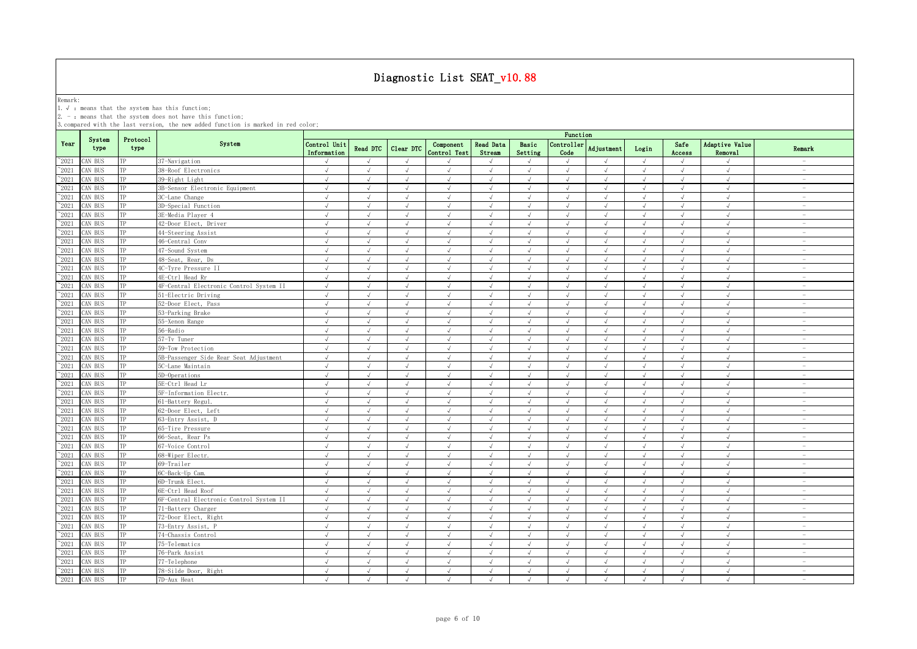# Diagnostic List SEAT_v10.88

Remark:
1. √ : means that the system has this function;
2. - : means that the system does not have this function;
3. compared with the last version, the new added function is marked in red color;

| Year | System type | Protocol type | System | Function | | | | | | | | | | | |
|---|---|---|---|---|---|---|---|---|---|---|---|---|---|---|---|
| | | | | Control Unit Information | Read DTC | Clear DTC | Component Control Test | Read Data Stream | Basic Setting | Controller Code | Adjustment | Login | Safe Access | Adaptive Value Removal | Remark |
| ~2021 | CAN BUS | TP | 37-Navigation | √ | √ | √ | √ | √ | √ | √ | √ | √ | √ | √ | - |
| ~2021 | CAN BUS | TP | 38-Roof Electronics | √ | √ | √ | √ | √ | √ | √ | √ | √ | √ | √ | - |
| ~2021 | CAN BUS | TP | 39-Right Light | √ | √ | √ | √ | √ | √ | √ | √ | √ | √ | √ | - |
| ~2021 | CAN BUS | TP | 3B-Sensor Electronic Equipment | √ | √ | √ | √ | √ | √ | √ | √ | √ | √ | √ | - |
| ~2021 | CAN BUS | TP | 3C-Lane Change | √ | √ | √ | √ | √ | √ | √ | √ | √ | √ | √ | - |
| ~2021 | CAN BUS | TP | 3D-Special Function | √ | √ | √ | √ | √ | √ | √ | √ | √ | √ | √ | - |
| ~2021 | CAN BUS | TP | 3E-Media Player 4 | √ | √ | √ | √ | √ | √ | √ | √ | √ | √ | √ | - |
| ~2021 | CAN BUS | TP | 42-Door Elect, Driver | √ | √ | √ | √ | √ | √ | √ | √ | √ | √ | √ | - |
| ~2021 | CAN BUS | TP | 44-Steering Assist | √ | √ | √ | √ | √ | √ | √ | √ | √ | √ | √ | - |
| ~2021 | CAN BUS | TP | 46-Central Conv | √ | √ | √ | √ | √ | √ | √ | √ | √ | √ | √ | - |
| ~2021 | CAN BUS | TP | 47-Sound System | √ | √ | √ | √ | √ | √ | √ | √ | √ | √ | √ | - |
| ~2021 | CAN BUS | TP | 48-Seat, Rear, Ds | √ | √ | √ | √ | √ | √ | √ | √ | √ | √ | √ | - |
| ~2021 | CAN BUS | TP | 4C-Tyre Pressure II | √ | √ | √ | √ | √ | √ | √ | √ | √ | √ | √ | - |
| ~2021 | CAN BUS | TP | 4E-Ctrl Head Rr | √ | √ | √ | √ | √ | √ | √ | √ | √ | √ | √ | - |
| ~2021 | CAN BUS | TP | 4F-Central Electronic Control System II | √ | √ | √ | √ | √ | √ | √ | √ | √ | √ | √ | - |
| ~2021 | CAN BUS | TP | 51-Electric Driving | √ | √ | √ | √ | √ | √ | √ | √ | √ | √ | √ | - |
| ~2021 | CAN BUS | TP | 52-Door Elect, Pass | √ | √ | √ | √ | √ | √ | √ | √ | √ | √ | √ | - |
| ~2021 | CAN BUS | TP | 53-Parking Brake | √ | √ | √ | √ | √ | √ | √ | √ | √ | √ | √ | - |
| ~2021 | CAN BUS | TP | 55-Xenon Range | √ | √ | √ | √ | √ | √ | √ | √ | √ | √ | √ | - |
| ~2021 | CAN BUS | TP | 56-Radio | √ | √ | √ | √ | √ | √ | √ | √ | √ | √ | √ | - |
| ~2021 | CAN BUS | TP | 57-Tv Tuner | √ | √ | √ | √ | √ | √ | √ | √ | √ | √ | √ | - |
| ~2021 | CAN BUS | TP | 59-Tow Protection | √ | √ | √ | √ | √ | √ | √ | √ | √ | √ | √ | - |
| ~2021 | CAN BUS | TP | 5B-Passenger Side Rear Seat Adjustment | √ | √ | √ | √ | √ | √ | √ | √ | √ | √ | √ | - |
| ~2021 | CAN BUS | TP | 5C-Lane Maintain | √ | √ | √ | √ | √ | √ | √ | √ | √ | √ | √ | - |
| ~2021 | CAN BUS | TP | 5D-Operations | √ | √ | √ | √ | √ | √ | √ | √ | √ | √ | √ | - |
| ~2021 | CAN BUS | TP | 5E-Ctrl Head Lr | √ | √ | √ | √ | √ | √ | √ | √ | √ | √ | √ | - |
| ~2021 | CAN BUS | TP | 5F-Information Electr. | √ | √ | √ | √ | √ | √ | √ | √ | √ | √ | √ | - |
| ~2021 | CAN BUS | TP | 61-Battery Regul. | √ | √ | √ | √ | √ | √ | √ | √ | √ | √ | √ | - |
| ~2021 | CAN BUS | TP | 62-Door Elect, Left | √ | √ | √ | √ | √ | √ | √ | √ | √ | √ | √ | - |
| ~2021 | CAN BUS | TP | 63-Entry Assist, D | √ | √ | √ | √ | √ | √ | √ | √ | √ | √ | √ | - |
| ~2021 | CAN BUS | TP | 65-Tire Pressure | √ | √ | √ | √ | √ | √ | √ | √ | √ | √ | √ | - |
| ~2021 | CAN BUS | TP | 66-Seat, Rear Ps | √ | √ | √ | √ | √ | √ | √ | √ | √ | √ | √ | - |
| ~2021 | CAN BUS | TP | 67-Voice Control | √ | √ | √ | √ | √ | √ | √ | √ | √ | √ | √ | - |
| ~2021 | CAN BUS | TP | 68-Wiper Electr. | √ | √ | √ | √ | √ | √ | √ | √ | √ | √ | √ | - |
| ~2021 | CAN BUS | TP | 69-Trailer | √ | √ | √ | √ | √ | √ | √ | √ | √ | √ | √ | - |
| ~2021 | CAN BUS | TP | 6C-Back-Up Cam. | √ | √ | √ | √ | √ | √ | √ | √ | √ | √ | √ | - |
| ~2021 | CAN BUS | TP | 6D-Trunk Elect. | √ | √ | √ | √ | √ | √ | √ | √ | √ | √ | √ | - |
| ~2021 | CAN BUS | TP | 6E-Ctrl Head Roof | √ | √ | √ | √ | √ | √ | √ | √ | √ | √ | √ | - |
| ~2021 | CAN BUS | TP | 6F-Central Electronic Control System II | √ | √ | √ | √ | √ | √ | √ | √ | √ | √ | √ | - |
| ~2021 | CAN BUS | TP | 71-Battery Charger | √ | √ | √ | √ | √ | √ | √ | √ | √ | √ | √ | - |
| ~2021 | CAN BUS | TP | 72-Door Elect, Right | √ | √ | √ | √ | √ | √ | √ | √ | √ | √ | √ | - |
| ~2021 | CAN BUS | TP | 73-Entry Assist, P | √ | √ | √ | √ | √ | √ | √ | √ | √ | √ | √ | - |
| ~2021 | CAN BUS | TP | 74-Chassis Control | √ | √ | √ | √ | √ | √ | √ | √ | √ | √ | √ | - |
| ~2021 | CAN BUS | TP | 75-Telematics | √ | √ | √ | √ | √ | √ | √ | √ | √ | √ | √ | - |
| ~2021 | CAN BUS | TP | 76-Park Assist | √ | √ | √ | √ | √ | √ | √ | √ | √ | √ | √ | - |
| ~2021 | CAN BUS | TP | 77-Telephone | √ | √ | √ | √ | √ | √ | √ | √ | √ | √ | √ | - |
| ~2021 | CAN BUS | TP | 78-Silde Door, Right | √ | √ | √ | √ | √ | √ | √ | √ | √ | √ | √ | - |
| ~2021 | CAN BUS | TP | 7D-Aux Heat | √ | √ | √ | √ | √ | √ | √ | √ | √ | √ | √ | - |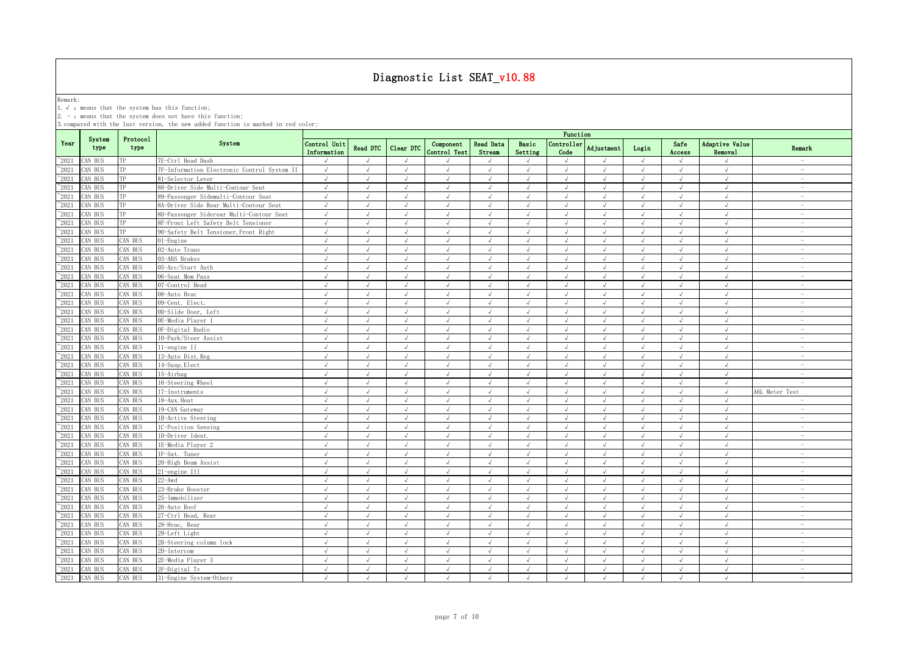# Diagnostic List SEAT_v10.88

Remark:
1. √ : means that the system has this function;
2. － : means that the system does not have this function;
3. compared with the last version, the new added function is marked in red color;

| Year | System type | Protocol type | System | Function | | | | | | | | | | | |
|---|---|---|---|---|---|---|---|---|---|---|---|---|---|---|---|
| | | | | Control Unit Information | Read DTC | Clear DTC | Component Control Test | Read Data Stream | Basic Setting | Controller Code | Adjustment | Login | Safe Access | Adaptive Value Removal | Remark |
| ~2021 | CAN BUS | TP | 7E-Ctrl Head Dash | √ | √ | √ | √ | √ | √ | √ | √ | √ | √ | √ | － |
| ~2021 | CAN BUS | TP | 7F-Information Electronic Control System II | √ | √ | √ | √ | √ | √ | √ | √ | √ | √ | √ | － |
| ~2021 | CAN BUS | TP | 81-Selector Lever | √ | √ | √ | √ | √ | √ | √ | √ | √ | √ | √ | － |
| ~2021 | CAN BUS | TP | 88-Driver Side Multi-Contour Seat | √ | √ | √ | √ | √ | √ | √ | √ | √ | √ | √ | － |
| ~2021 | CAN BUS | TP | 89-Passenger Sidemulti-Contour Seat | √ | √ | √ | √ | √ | √ | √ | √ | √ | √ | √ | － |
| ~2021 | CAN BUS | TP | 8A-Driver Side Rear Multi-Contour Seat | √ | √ | √ | √ | √ | √ | √ | √ | √ | √ | √ | － |
| ~2021 | CAN BUS | TP | 8D-Passenger Siderear Multi-Contour Seat | √ | √ | √ | √ | √ | √ | √ | √ | √ | √ | √ | － |
| ~2021 | CAN BUS | TP | 8F-Front Left Safety Belt Tensioner | √ | √ | √ | √ | √ | √ | √ | √ | √ | √ | √ | － |
| ~2021 | CAN BUS | TP | 90-Safety Belt Tensioner,Front Right | √ | √ | √ | √ | √ | √ | √ | √ | √ | √ | √ | － |
| ~2021 | CAN BUS | CAN BUS | 01-Engine | √ | √ | √ | √ | √ | √ | √ | √ | √ | √ | √ | － |
| ~2021 | CAN BUS | CAN BUS | 02-Auto Trans | √ | √ | √ | √ | √ | √ | √ | √ | √ | √ | √ | － |
| ~2021 | CAN BUS | CAN BUS | 03-ABS Brakes | √ | √ | √ | √ | √ | √ | √ | √ | √ | √ | √ | － |
| ~2021 | CAN BUS | CAN BUS | 05-Acc/Start Auth | √ | √ | √ | √ | √ | √ | √ | √ | √ | √ | √ | － |
| ~2021 | CAN BUS | CAN BUS | 06-Seat Mem Pass | √ | √ | √ | √ | √ | √ | √ | √ | √ | √ | √ | － |
| ~2021 | CAN BUS | CAN BUS | 07-Control Head | √ | √ | √ | √ | √ | √ | √ | √ | √ | √ | √ | － |
| ~2021 | CAN BUS | CAN BUS | 08-Auto Hvac | √ | √ | √ | √ | √ | √ | √ | √ | √ | √ | √ | － |
| ~2021 | CAN BUS | CAN BUS | 09-Cent. Elect. | √ | √ | √ | √ | √ | √ | √ | √ | √ | √ | √ | － |
| ~2021 | CAN BUS | CAN BUS | 0D-Silde Door, Left | √ | √ | √ | √ | √ | √ | √ | √ | √ | √ | √ | － |
| ~2021 | CAN BUS | CAN BUS | 0E-Media Player 1 | √ | √ | √ | √ | √ | √ | √ | √ | √ | √ | √ | － |
| ~2021 | CAN BUS | CAN BUS | 0F-Digital Radio | √ | √ | √ | √ | √ | √ | √ | √ | √ | √ | √ | － |
| ~2021 | CAN BUS | CAN BUS | 10-Park/Steer Assist | √ | √ | √ | √ | √ | √ | √ | √ | √ | √ | √ | － |
| ~2021 | CAN BUS | CAN BUS | 11-engine II | √ | √ | √ | √ | √ | √ | √ | √ | √ | √ | √ | － |
| ~2021 | CAN BUS | CAN BUS | 13-Auto Dist.Reg | √ | √ | √ | √ | √ | √ | √ | √ | √ | √ | √ | － |
| ~2021 | CAN BUS | CAN BUS | 14-Susp.Elect | √ | √ | √ | √ | √ | √ | √ | √ | √ | √ | √ | － |
| ~2021 | CAN BUS | CAN BUS | 15-Airbag | √ | √ | √ | √ | √ | √ | √ | √ | √ | √ | √ | － |
| ~2021 | CAN BUS | CAN BUS | 16-Steering Wheel | √ | √ | √ | √ | √ | √ | √ | √ | √ | √ | √ | － |
| ~2021 | CAN BUS | CAN BUS | 17-Instruments | √ | √ | √ | √ | √ | √ | √ | √ | √ | √ | √ | A6L Meter Test |
| ~2021 | CAN BUS | CAN BUS | 18-Aux.Heat | √ | √ | √ | √ | √ | √ | √ | √ | √ | √ | √ | － |
| ~2021 | CAN BUS | CAN BUS | 19-CAN Gateway | √ | √ | √ | √ | √ | √ | √ | √ | √ | √ | √ | － |
| ~2021 | CAN BUS | CAN BUS | 1B-Active Steering | √ | √ | √ | √ | √ | √ | √ | √ | √ | √ | √ | － |
| ~2021 | CAN BUS | CAN BUS | 1C-Position Sensing | √ | √ | √ | √ | √ | √ | √ | √ | √ | √ | √ | － |
| ~2021 | CAN BUS | CAN BUS | 1D-Driver Ident. | √ | √ | √ | √ | √ | √ | √ | √ | √ | √ | √ | － |
| ~2021 | CAN BUS | CAN BUS | 1E-Media Player 2 | √ | √ | √ | √ | √ | √ | √ | √ | √ | √ | √ | － |
| ~2021 | CAN BUS | CAN BUS | 1F-Sat. Tuner | √ | √ | √ | √ | √ | √ | √ | √ | √ | √ | √ | － |
| ~2021 | CAN BUS | CAN BUS | 20-High Beam Assist | √ | √ | √ | √ | √ | √ | √ | √ | √ | √ | √ | － |
| ~2021 | CAN BUS | CAN BUS | 21-engine III | √ | √ | √ | √ | √ | √ | √ | √ | √ | √ | √ | － |
| ~2021 | CAN BUS | CAN BUS | 22-Awd | √ | √ | √ | √ | √ | √ | √ | √ | √ | √ | √ | － |
| ~2021 | CAN BUS | CAN BUS | 23-Brake Booster | √ | √ | √ | √ | √ | √ | √ | √ | √ | √ | √ | － |
| ~2021 | CAN BUS | CAN BUS | 25-Immobilizer | √ | √ | √ | √ | √ | √ | √ | √ | √ | √ | √ | － |
| ~2021 | CAN BUS | CAN BUS | 26-Auto Roof | √ | √ | √ | √ | √ | √ | √ | √ | √ | √ | √ | － |
| ~2021 | CAN BUS | CAN BUS | 27-Ctrl Head, Rear | √ | √ | √ | √ | √ | √ | √ | √ | √ | √ | √ | － |
| ~2021 | CAN BUS | CAN BUS | 28-Hvac, Rear | √ | √ | √ | √ | √ | √ | √ | √ | √ | √ | √ | － |
| ~2021 | CAN BUS | CAN BUS | 29-Left Light | √ | √ | √ | √ | √ | √ | √ | √ | √ | √ | √ | － |
| ~2021 | CAN BUS | CAN BUS | 2B-Steering column lock | √ | √ | √ | √ | √ | √ | √ | √ | √ | √ | √ | － |
| ~2021 | CAN BUS | CAN BUS | 2D-Intercom | √ | √ | √ | √ | √ | √ | √ | √ | √ | √ | √ | － |
| ~2021 | CAN BUS | CAN BUS | 2E-Media Player 3 | √ | √ | √ | √ | √ | √ | √ | √ | √ | √ | √ | － |
| ~2021 | CAN BUS | CAN BUS | 2F-Digital Tv | √ | √ | √ | √ | √ | √ | √ | √ | √ | √ | √ | － |
| ~2021 | CAN BUS | CAN BUS | 31-Engine System-Others | √ | √ | √ | √ | √ | √ | √ | √ | √ | √ | √ | － |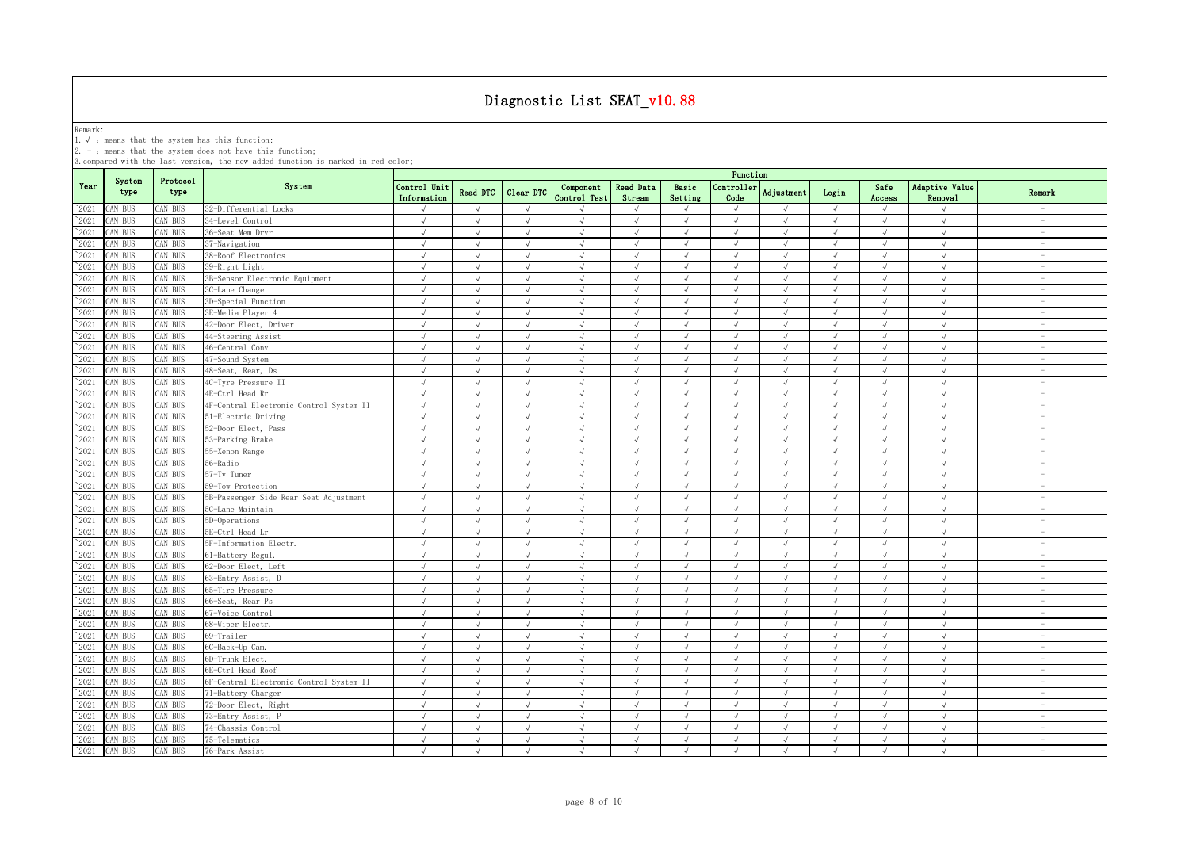// Diagnostic List SEAT_v10.88

Remark:
1. √ : means that the system has this function;
2. - : means that the system does not have this function;
3. compared with the last version, the new added function is marked in red color;

| Year | System type | Protocol type | System | Function | | | | | | | | | | | |
|---|---|---|---|---|---|---|---|---|---|---|---|---|---|---|---|
| | | | | Control Unit Information | Read DTC | Clear DTC | Component Control Test | Read Data Stream | Basic Setting | Controller Code | Adjustment | Login | Safe Access | Adaptive Value Removal | Remark |
| ~2021 | CAN BUS | CAN BUS | 32-Differential Locks | √ | √ | √ | √ | √ | √ | √ | √ | √ | √ | √ | - |
| ~2021 | CAN BUS | CAN BUS | 34-Level Control | √ | √ | √ | √ | √ | √ | √ | √ | √ | √ | √ | - |
| ~2021 | CAN BUS | CAN BUS | 36-Seat Mem Drvr | √ | √ | √ | √ | √ | √ | √ | √ | √ | √ | √ | - |
| ~2021 | CAN BUS | CAN BUS | 37-Navigation | √ | √ | √ | √ | √ | √ | √ | √ | √ | √ | √ | - |
| ~2021 | CAN BUS | CAN BUS | 38-Roof Electronics | √ | √ | √ | √ | √ | √ | √ | √ | √ | √ | √ | - |
| ~2021 | CAN BUS | CAN BUS | 39-Right Light | √ | √ | √ | √ | √ | √ | √ | √ | √ | √ | √ | - |
| ~2021 | CAN BUS | CAN BUS | 3B-Sensor Electronic Equipment | √ | √ | √ | √ | √ | √ | √ | √ | √ | √ | √ | - |
| ~2021 | CAN BUS | CAN BUS | 3C-Lane Change | √ | √ | √ | √ | √ | √ | √ | √ | √ | √ | √ | - |
| ~2021 | CAN BUS | CAN BUS | 3D-Special Function | √ | √ | √ | √ | √ | √ | √ | √ | √ | √ | √ | - |
| ~2021 | CAN BUS | CAN BUS | 3E-Media Player 4 | √ | √ | √ | √ | √ | √ | √ | √ | √ | √ | √ | - |
| ~2021 | CAN BUS | CAN BUS | 42-Door Elect, Driver | √ | √ | √ | √ | √ | √ | √ | √ | √ | √ | √ | - |
| ~2021 | CAN BUS | CAN BUS | 44-Steering Assist | √ | √ | √ | √ | √ | √ | √ | √ | √ | √ | √ | - |
| ~2021 | CAN BUS | CAN BUS | 46-Central Conv | √ | √ | √ | √ | √ | √ | √ | √ | √ | √ | √ | - |
| ~2021 | CAN BUS | CAN BUS | 47-Sound System | √ | √ | √ | √ | √ | √ | √ | √ | √ | √ | √ | - |
| ~2021 | CAN BUS | CAN BUS | 48-Seat, Rear, Ds | √ | √ | √ | √ | √ | √ | √ | √ | √ | √ | √ | - |
| ~2021 | CAN BUS | CAN BUS | 4C-Tyre Pressure II | √ | √ | √ | √ | √ | √ | √ | √ | √ | √ | √ | - |
| ~2021 | CAN BUS | CAN BUS | 4E-Ctrl Head Rr | √ | √ | √ | √ | √ | √ | √ | √ | √ | √ | √ | - |
| ~2021 | CAN BUS | CAN BUS | 4F-Central Electronic Control System II | √ | √ | √ | √ | √ | √ | √ | √ | √ | √ | √ | - |
| ~2021 | CAN BUS | CAN BUS | 51-Electric Driving | √ | √ | √ | √ | √ | √ | √ | √ | √ | √ | √ | - |
| ~2021 | CAN BUS | CAN BUS | 52-Door Elect, Pass | √ | √ | √ | √ | √ | √ | √ | √ | √ | √ | √ | - |
| ~2021 | CAN BUS | CAN BUS | 53-Parking Brake | √ | √ | √ | √ | √ | √ | √ | √ | √ | √ | √ | - |
| ~2021 | CAN BUS | CAN BUS | 55-Xenon Range | √ | √ | √ | √ | √ | √ | √ | √ | √ | √ | √ | - |
| ~2021 | CAN BUS | CAN BUS | 56-Radio | √ | √ | √ | √ | √ | √ | √ | √ | √ | √ | √ | - |
| ~2021 | CAN BUS | CAN BUS | 57-Tv Tuner | √ | √ | √ | √ | √ | √ | √ | √ | √ | √ | √ | - |
| ~2021 | CAN BUS | CAN BUS | 59-Tow Protection | √ | √ | √ | √ | √ | √ | √ | √ | √ | √ | √ | - |
| ~2021 | CAN BUS | CAN BUS | 5B-Passenger Side Rear Seat Adjustment | √ | √ | √ | √ | √ | √ | √ | √ | √ | √ | √ | - |
| ~2021 | CAN BUS | CAN BUS | 5C-Lane Maintain | √ | √ | √ | √ | √ | √ | √ | √ | √ | √ | √ | - |
| ~2021 | CAN BUS | CAN BUS | 5D-Operations | √ | √ | √ | √ | √ | √ | √ | √ | √ | √ | √ | - |
| ~2021 | CAN BUS | CAN BUS | 5E-Ctrl Head Lr | √ | √ | √ | √ | √ | √ | √ | √ | √ | √ | √ | - |
| ~2021 | CAN BUS | CAN BUS | 5F-Information Electr. | √ | √ | √ | √ | √ | √ | √ | √ | √ | √ | √ | - |
| ~2021 | CAN BUS | CAN BUS | 61-Battery Regul. | √ | √ | √ | √ | √ | √ | √ | √ | √ | √ | √ | - |
| ~2021 | CAN BUS | CAN BUS | 62-Door Elect, Left | √ | √ | √ | √ | √ | √ | √ | √ | √ | √ | √ | - |
| ~2021 | CAN BUS | CAN BUS | 63-Entry Assist, D | √ | √ | √ | √ | √ | √ | √ | √ | √ | √ | √ | - |
| ~2021 | CAN BUS | CAN BUS | 65-Tire Pressure | √ | √ | √ | √ | √ | √ | √ | √ | √ | √ | √ | - |
| ~2021 | CAN BUS | CAN BUS | 66-Seat, Rear Ps | √ | √ | √ | √ | √ | √ | √ | √ | √ | √ | √ | - |
| ~2021 | CAN BUS | CAN BUS | 67-Voice Control | √ | √ | √ | √ | √ | √ | √ | √ | √ | √ | √ | - |
| ~2021 | CAN BUS | CAN BUS | 68-Wiper Electr. | √ | √ | √ | √ | √ | √ | √ | √ | √ | √ | √ | - |
| ~2021 | CAN BUS | CAN BUS | 69-Trailer | √ | √ | √ | √ | √ | √ | √ | √ | √ | √ | √ | - |
| ~2021 | CAN BUS | CAN BUS | 6C-Back-Up Cam. | √ | √ | √ | √ | √ | √ | √ | √ | √ | √ | √ | - |
| ~2021 | CAN BUS | CAN BUS | 6D-Trunk Elect. | √ | √ | √ | √ | √ | √ | √ | √ | √ | √ | √ | - |
| ~2021 | CAN BUS | CAN BUS | 6E-Ctrl Head Roof | √ | √ | √ | √ | √ | √ | √ | √ | √ | √ | √ | - |
| ~2021 | CAN BUS | CAN BUS | 6F-Central Electronic Control System II | √ | √ | √ | √ | √ | √ | √ | √ | √ | √ | √ | - |
| ~2021 | CAN BUS | CAN BUS | 71-Battery Charger | √ | √ | √ | √ | √ | √ | √ | √ | √ | √ | √ | - |
| ~2021 | CAN BUS | CAN BUS | 72-Door Elect, Right | √ | √ | √ | √ | √ | √ | √ | √ | √ | √ | √ | - |
| ~2021 | CAN BUS | CAN BUS | 73-Entry Assist, P | √ | √ | √ | √ | √ | √ | √ | √ | √ | √ | √ | - |
| ~2021 | CAN BUS | CAN BUS | 74-Chassis Control | √ | √ | √ | √ | √ | √ | √ | √ | √ | √ | √ | - |
| ~2021 | CAN BUS | CAN BUS | 75-Telematics | √ | √ | √ | √ | √ | √ | √ | √ | √ | √ | √ | - |
| ~2021 | CAN BUS | CAN BUS | 76-Park Assist | √ | √ | √ | √ | √ | √ | √ | √ | √ | √ | √ | - |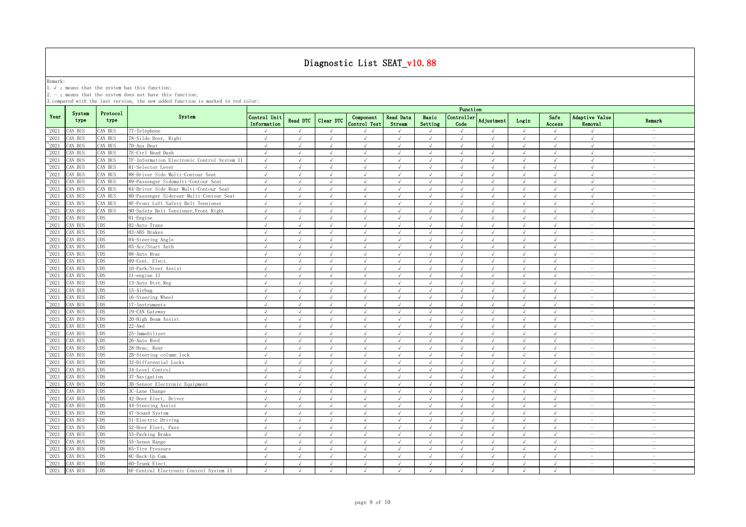# Diagnostic List SEAT_v10.88

Remark:
1. √ : means that the system has this function;
2. - : means that the system does not have this function;
3. compared with the last version, the new added function is marked in red color;

| Year | System type | Protocol type | System | Function | | | | | | | | | | | |
|---|---|---|---|---|---|---|---|---|---|---|---|---|---|---|---|
| | | | | Control Unit Information | Read DTC | Clear DTC | Component Control Test | Read Data Stream | Basic Setting | Controller Code | Adjustment | Login | Safe Access | Adaptive Value Removal | Remark |
| ~2021 | CAN BUS | CAN BUS | 77-Telephone | √ | √ | √ | √ | √ | √ | √ | √ | √ | √ | √ | - |
| ~2021 | CAN BUS | CAN BUS | 78-Silde Door, Right | √ | √ | √ | √ | √ | √ | √ | √ | √ | √ | √ | - |
| ~2021 | CAN BUS | CAN BUS | 7D-Aux Heat | √ | √ | √ | √ | √ | √ | √ | √ | √ | √ | √ | - |
| ~2021 | CAN BUS | CAN BUS | 7E-Ctrl Head Dash | √ | √ | √ | √ | √ | √ | √ | √ | √ | √ | √ | - |
| ~2021 | CAN BUS | CAN BUS | 7F-Information Electronic Control System II | √ | √ | √ | √ | √ | √ | √ | √ | √ | √ | √ | - |
| ~2021 | CAN BUS | CAN BUS | 81-Selector Lever | √ | √ | √ | √ | √ | √ | √ | √ | √ | √ | √ | - |
| ~2021 | CAN BUS | CAN BUS | 88-Driver Side Multi-Contour Seat | √ | √ | √ | √ | √ | √ | √ | √ | √ | √ | √ | - |
| ~2021 | CAN BUS | CAN BUS | 89-Passenger Sidemulti-Contour Seat | √ | √ | √ | √ | √ | √ | √ | √ | √ | √ | √ | - |
| ~2021 | CAN BUS | CAN BUS | 8A-Driver Side Rear Multi-Contour Seat | √ | √ | √ | √ | √ | √ | √ | √ | √ | √ | √ | - |
| ~2021 | CAN BUS | CAN BUS | 8D-Passenger Siderear Multi-Contour Seat | √ | √ | √ | √ | √ | √ | √ | √ | √ | √ | √ | - |
| ~2021 | CAN BUS | CAN BUS | 8F-Front Left Safety Belt Tensioner | √ | √ | √ | √ | √ | √ | √ | √ | √ | √ | √ | - |
| ~2021 | CAN BUS | CAN BUS | 90-Safety Belt Tensioner,Front Right | √ | √ | √ | √ | √ | √ | √ | √ | √ | √ | √ | - |
| ~2021 | CAN BUS | UDS | 01-Engine | √ | √ | √ | √ | √ | √ | √ | √ | √ | √ | - | - |
| ~2021 | CAN BUS | UDS | 02-Auto Trans | √ | √ | √ | √ | √ | √ | √ | √ | √ | √ | - | - |
| ~2021 | CAN BUS | UDS | 03-ABS Brakes | √ | √ | √ | √ | √ | √ | √ | √ | √ | √ | - | - |
| ~2021 | CAN BUS | UDS | 04-Steering Angle | √ | √ | √ | √ | √ | √ | √ | √ | √ | √ | - | - |
| ~2021 | CAN BUS | UDS | 05-Acc/Start Auth | √ | √ | √ | √ | √ | √ | √ | √ | √ | √ | - | - |
| ~2021 | CAN BUS | UDS | 08-Auto Hvac | √ | √ | √ | √ | √ | √ | √ | √ | √ | √ | - | - |
| ~2021 | CAN BUS | UDS | 09-Cent. Elect. | √ | √ | √ | √ | √ | √ | √ | √ | √ | √ | - | - |
| ~2021 | CAN BUS | UDS | 10-Park/Steer Assist | √ | √ | √ | √ | √ | √ | √ | √ | √ | √ | - | - |
| ~2021 | CAN BUS | UDS | 11-engine II | √ | √ | √ | √ | √ | √ | √ | √ | √ | √ | - | - |
| ~2021 | CAN BUS | UDS | 13-Auto Dist.Reg | √ | √ | √ | √ | √ | √ | √ | √ | √ | √ | - | - |
| ~2021 | CAN BUS | UDS | 15-Airbag | √ | √ | √ | √ | √ | √ | √ | √ | √ | √ | - | - |
| ~2021 | CAN BUS | UDS | 16-Steering Wheel | √ | √ | √ | √ | √ | √ | √ | √ | √ | √ | - | - |
| ~2021 | CAN BUS | UDS | 17-Instruments | √ | √ | √ | √ | √ | √ | √ | √ | √ | √ | - | - |
| ~2021 | CAN BUS | UDS | 19-CAN Gateway | √ | √ | √ | √ | √ | √ | √ | √ | √ | √ | - | - |
| ~2021 | CAN BUS | UDS | 20-High Beam Assist | √ | √ | √ | √ | √ | √ | √ | √ | √ | √ | - | - |
| ~2021 | CAN BUS | UDS | 22-Awd | √ | √ | √ | √ | √ | √ | √ | √ | √ | √ | - | - |
| ~2021 | CAN BUS | UDS | 25-Immobilizer | √ | √ | √ | √ | √ | √ | √ | √ | √ | √ | - | - |
| ~2021 | CAN BUS | UDS | 26-Auto Roof | √ | √ | √ | √ | √ | √ | √ | √ | √ | √ | - | - |
| ~2021 | CAN BUS | UDS | 28-Hvac, Rear | √ | √ | √ | √ | √ | √ | √ | √ | √ | √ | - | - |
| ~2021 | CAN BUS | UDS | 2B-Steering column lock | √ | √ | √ | √ | √ | √ | √ | √ | √ | √ | - | - |
| ~2021 | CAN BUS | UDS | 32-Differential Locks | √ | √ | √ | √ | √ | √ | √ | √ | √ | √ | - | - |
| ~2021 | CAN BUS | UDS | 34-Level Control | √ | √ | √ | √ | √ | √ | √ | √ | √ | √ | - | - |
| ~2021 | CAN BUS | UDS | 37-Navigation | √ | √ | √ | √ | √ | √ | √ | √ | √ | √ | - | - |
| ~2021 | CAN BUS | UDS | 3B-Sensor Electronic Equipment | √ | √ | √ | √ | √ | √ | √ | √ | √ | √ | - | - |
| ~2021 | CAN BUS | UDS | 3C-Lane Change | √ | √ | √ | √ | √ | √ | √ | √ | √ | √ | - | - |
| ~2021 | CAN BUS | UDS | 42-Door Elect, Driver | √ | √ | √ | √ | √ | √ | √ | √ | √ | √ | - | - |
| ~2021 | CAN BUS | UDS | 44-Steering Assist | √ | √ | √ | √ | √ | √ | √ | √ | √ | √ | - | - |
| ~2021 | CAN BUS | UDS | 47-Sound System | √ | √ | √ | √ | √ | √ | √ | √ | √ | √ | - | - |
| ~2021 | CAN BUS | UDS | 51-Electric Driving | √ | √ | √ | √ | √ | √ | √ | √ | √ | √ | - | - |
| ~2021 | CAN BUS | UDS | 52-Door Elect, Pass | √ | √ | √ | √ | √ | √ | √ | √ | √ | √ | - | - |
| ~2021 | CAN BUS | UDS | 53-Parking Brake | √ | √ | √ | √ | √ | √ | √ | √ | √ | √ | - | - |
| ~2021 | CAN BUS | UDS | 55-Xenon Range | √ | √ | √ | √ | √ | √ | √ | √ | √ | √ | - | - |
| ~2021 | CAN BUS | UDS | 65-Tire Pressure | √ | √ | √ | √ | √ | √ | √ | √ | √ | √ | - | - |
| ~2021 | CAN BUS | UDS | 6C-Back-Up Cam. | √ | √ | √ | √ | √ | √ | √ | √ | √ | √ | - | - |
| ~2021 | CAN BUS | UDS | 6D-Trunk Elect. | √ | √ | √ | √ | √ | √ | √ | √ | √ | √ | - | - |
| ~2021 | CAN BUS | UDS | 6F-Central Electronic Control System II | √ | √ | √ | √ | √ | √ | √ | √ | √ | √ | - | - |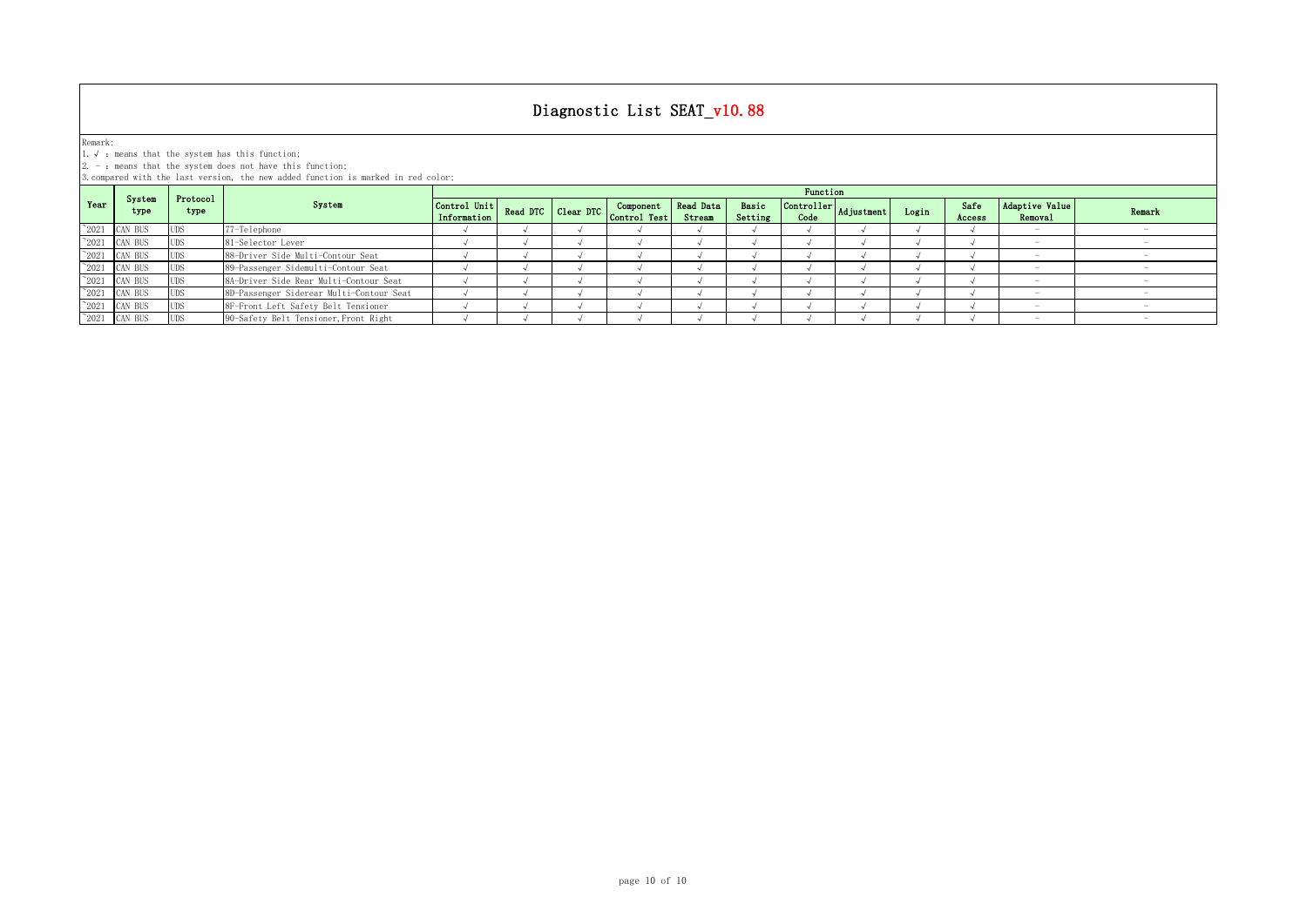# Diagnostic List SEAT_v10.88

Remark:

1. √ : means that the system has this function;
2. \- : means that the system does not have this function;
3. compared with the last version, the new added function is marked in red color;

| Year | System type | Protocol type | System | Function | | | | | | | | | | | |
|---|---|---|---|---|---|---|---|---|---|---|---|---|---|---|---|
| | | | | Control Unit Information | Read DTC | Clear DTC | Component Control Test | Read Data Stream | Basic Setting | Controller Code | Adjustment | Login | Safe Access | Adaptive Value Removal | Remark |
| ~2021 | CAN BUS | UDS | 77-Telephone | √ | √ | √ | √ | √ | √ | √ | √ | √ | √ | - | - |
| ~2021 | CAN BUS | UDS | 81-Selector Lever | √ | √ | √ | √ | √ | √ | √ | √ | √ | √ | - | - |
| ~2021 | CAN BUS | UDS | 88-Driver Side Multi-Contour Seat | √ | √ | √ | √ | √ | √ | √ | √ | √ | √ | - | - |
| ~2021 | CAN BUS | UDS | 89-Passenger Sidemulti-Contour Seat | √ | √ | √ | √ | √ | √ | √ | √ | √ | √ | - | - |
| ~2021 | CAN BUS | UDS | 8A-Driver Side Rear Multi-Contour Seat | √ | √ | √ | √ | √ | √ | √ | √ | √ | √ | - | - |
| ~2021 | CAN BUS | UDS | 8D-Passenger Siderear Multi-Contour Seat | √ | √ | √ | √ | √ | √ | √ | √ | √ | √ | - | - |
| ~2021 | CAN BUS | UDS | 8F-Front Left Safety Belt Tensioner | √ | √ | √ | √ | √ | √ | √ | √ | √ | √ | - | - |
| ~2021 | CAN BUS | UDS | 90-Safety Belt Tensioner,Front Right | √ | √ | √ | √ | √ | √ | √ | √ | √ | √ | - | - |